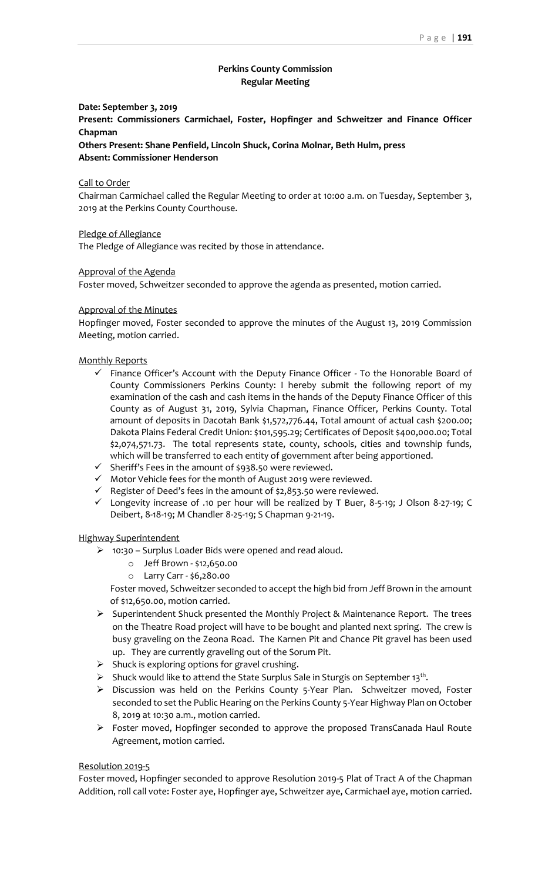# Perkins County Commission
## Regular Meeting

**Date: September 3, 2019**
**Present: Commissioners Carmichael, Foster, Hopfinger and Schweitzer and Finance Officer Chapman**
**Others Present: Shane Penfield, Lincoln Shuck, Corina Molnar, Beth Hulm, press**
**Absent: Commissioner Henderson**

Call to Order

Chairman Carmichael called the Regular Meeting to order at 10:00 a.m. on Tuesday, September 3, 2019 at the Perkins County Courthouse.

Pledge of Allegiance

The Pledge of Allegiance was recited by those in attendance.

Approval of the Agenda

Foster moved, Schweitzer seconded to approve the agenda as presented, motion carried.

Approval of the Minutes

Hopfinger moved, Foster seconded to approve the minutes of the August 13, 2019 Commission Meeting, motion carried.

Monthly Reports

- ✓ Finance Officer's Account with the Deputy Finance Officer - To the Honorable Board of County Commissioners Perkins County: I hereby submit the following report of my examination of the cash and cash items in the hands of the Deputy Finance Officer of this County as of August 31, 2019, Sylvia Chapman, Finance Officer, Perkins County. Total amount of deposits in Dacotah Bank $1,572,776.44, Total amount of actual cash $200.00; Dakota Plains Federal Credit Union: $101,595.29; Certificates of Deposit $400,000.00; Total $2,074,571.73. The total represents state, county, schools, cities and township funds, which will be transferred to each entity of government after being apportioned.
- ✓ Sheriff's Fees in the amount of $938.50 were reviewed.
- ✓ Motor Vehicle fees for the month of August 2019 were reviewed.
- ✓ Register of Deed's fees in the amount of $2,853.50 were reviewed.
- ✓ Longevity increase of .10 per hour will be realized by T Buer, 8-5-19; J Olson 8-27-19; C Deibert, 8-18-19; M Chandler 8-25-19; S Chapman 9-21-19.

Highway Superintendent

- 10:30 – Surplus Loader Bids were opened and read aloud.
  - Jeff Brown - $12,650.00
  - Larry Carr - $6,280.00

  Foster moved, Schweitzer seconded to accept the high bid from Jeff Brown in the amount of $12,650.00, motion carried.
- Superintendent Shuck presented the Monthly Project & Maintenance Report. The trees on the Theatre Road project will have to be bought and planted next spring. The crew is busy graveling on the Zeona Road. The Karnen Pit and Chance Pit gravel has been used up. They are currently graveling out of the Sorum Pit.
- Shuck is exploring options for gravel crushing.
- Shuck would like to attend the State Surplus Sale in Sturgis on September 13th.
- Discussion was held on the Perkins County 5-Year Plan. Schweitzer moved, Foster seconded to set the Public Hearing on the Perkins County 5-Year Highway Plan on October 8, 2019 at 10:30 a.m., motion carried.
- Foster moved, Hopfinger seconded to approve the proposed TransCanada Haul Route Agreement, motion carried.

Resolution 2019-5

Foster moved, Hopfinger seconded to approve Resolution 2019-5 Plat of Tract A of the Chapman Addition, roll call vote: Foster aye, Hopfinger aye, Schweitzer aye, Carmichael aye, motion carried.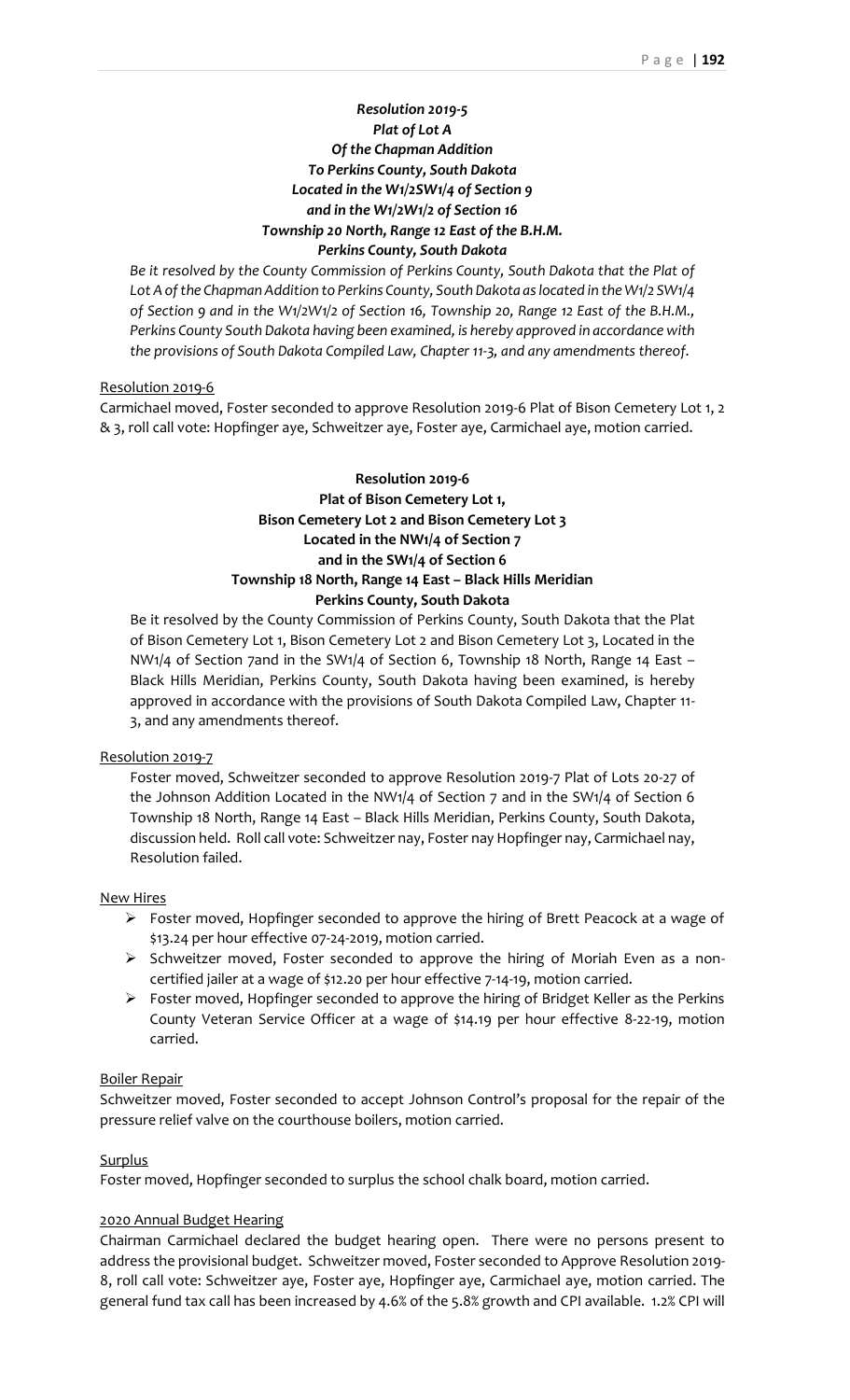***Resolution 2019-5***
***Plat of Lot A***
***Of the Chapman Addition***
***To Perkins County, South Dakota***
***Located in the W1/2SW1/4 of Section 9***
***and in the W1/2W1/2 of Section 16***
***Township 20 North, Range 12 East of the B.H.M.***
***Perkins County, South Dakota***

*Be it resolved by the County Commission of Perkins County, South Dakota that the Plat of Lot A of the Chapman Addition to Perkins County, South Dakota as located in the W1/2 SW1/4 of Section 9 and in the W1/2W1/2 of Section 16, Township 20, Range 12 East of the B.H.M., Perkins County South Dakota having been examined, is hereby approved in accordance with the provisions of South Dakota Compiled Law, Chapter 11-3, and any amendments thereof.*

Resolution 2019-6

Carmichael moved, Foster seconded to approve Resolution 2019-6 Plat of Bison Cemetery Lot 1, 2 & 3, roll call vote: Hopfinger aye, Schweitzer aye, Foster aye, Carmichael aye, motion carried.

**Resolution 2019-6**
**Plat of Bison Cemetery Lot 1,**
**Bison Cemetery Lot 2 and Bison Cemetery Lot 3**
**Located in the NW1/4 of Section 7**
**and in the SW1/4 of Section 6**
**Township 18 North, Range 14 East – Black Hills Meridian**
**Perkins County, South Dakota**

Be it resolved by the County Commission of Perkins County, South Dakota that the Plat of Bison Cemetery Lot 1, Bison Cemetery Lot 2 and Bison Cemetery Lot 3, Located in the NW1/4 of Section 7and in the SW1/4 of Section 6, Township 18 North, Range 14 East – Black Hills Meridian, Perkins County, South Dakota having been examined, is hereby approved in accordance with the provisions of South Dakota Compiled Law, Chapter 11-3, and any amendments thereof.

Resolution 2019-7

Foster moved, Schweitzer seconded to approve Resolution 2019-7 Plat of Lots 20-27 of the Johnson Addition Located in the NW1/4 of Section 7 and in the SW1/4 of Section 6 Township 18 North, Range 14 East – Black Hills Meridian, Perkins County, South Dakota, discussion held. Roll call vote: Schweitzer nay, Foster nay Hopfinger nay, Carmichael nay, Resolution failed.

New Hires

- Foster moved, Hopfinger seconded to approve the hiring of Brett Peacock at a wage of $13.24 per hour effective 07-24-2019, motion carried.
- Schweitzer moved, Foster seconded to approve the hiring of Moriah Even as a non-certified jailer at a wage of $12.20 per hour effective 7-14-19, motion carried.
- Foster moved, Hopfinger seconded to approve the hiring of Bridget Keller as the Perkins County Veteran Service Officer at a wage of $14.19 per hour effective 8-22-19, motion carried.

Boiler Repair

Schweitzer moved, Foster seconded to accept Johnson Control's proposal for the repair of the pressure relief valve on the courthouse boilers, motion carried.

Surplus

Foster moved, Hopfinger seconded to surplus the school chalk board, motion carried.

2020 Annual Budget Hearing

Chairman Carmichael declared the budget hearing open. There were no persons present to address the provisional budget. Schweitzer moved, Foster seconded to Approve Resolution 2019-8, roll call vote: Schweitzer aye, Foster aye, Hopfinger aye, Carmichael aye, motion carried. The general fund tax call has been increased by 4.6% of the 5.8% growth and CPI available. 1.2% CPI will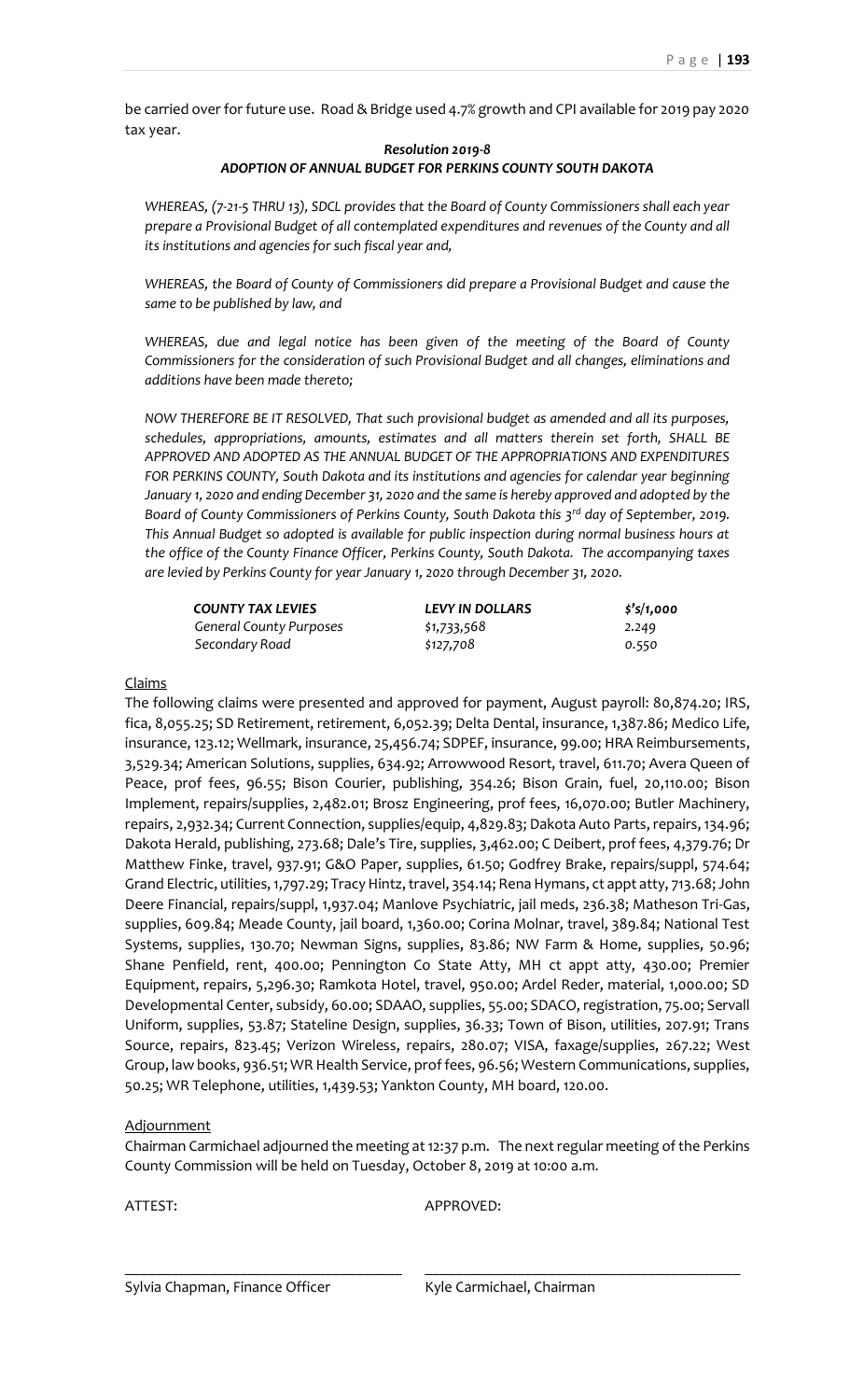be carried over for future use. Road & Bridge used 4.7% growth and CPI available for 2019 pay 2020 tax year.

***Resolution 2019-8***
***ADOPTION OF ANNUAL BUDGET FOR PERKINS COUNTY SOUTH DAKOTA***

*WHEREAS, (7-21-5 THRU 13), SDCL provides that the Board of County Commissioners shall each year prepare a Provisional Budget of all contemplated expenditures and revenues of the County and all its institutions and agencies for such fiscal year and,*

*WHEREAS, the Board of County of Commissioners did prepare a Provisional Budget and cause the same to be published by law, and*

*WHEREAS, due and legal notice has been given of the meeting of the Board of County Commissioners for the consideration of such Provisional Budget and all changes, eliminations and additions have been made thereto;*

*NOW THEREFORE BE IT RESOLVED, That such provisional budget as amended and all its purposes, schedules, appropriations, amounts, estimates and all matters therein set forth, SHALL BE APPROVED AND ADOPTED AS THE ANNUAL BUDGET OF THE APPROPRIATIONS AND EXPENDITURES FOR PERKINS COUNTY, South Dakota and its institutions and agencies for calendar year beginning January 1, 2020 and ending December 31, 2020 and the same is hereby approved and adopted by the Board of County Commissioners of Perkins County, South Dakota this 3rd day of September, 2019. This Annual Budget so adopted is available for public inspection during normal business hours at the office of the County Finance Officer, Perkins County, South Dakota. The accompanying taxes are levied by Perkins County for year January 1, 2020 through December 31, 2020.*

| ***COUNTY TAX LEVIES*** | ***LEVY IN DOLLARS*** | ***$'s/1,000*** |
|---|---|---|
| *General County Purposes* | *$1,733,568* | *2.249* |
| *Secondary Road* | *$127,708* | *0.550* |

Claims

The following claims were presented and approved for payment, August payroll: 80,874.20; IRS, fica, 8,055.25; SD Retirement, retirement, 6,052.39; Delta Dental, insurance, 1,387.86; Medico Life, insurance, 123.12; Wellmark, insurance, 25,456.74; SDPEF, insurance, 99.00; HRA Reimbursements, 3,529.34; American Solutions, supplies, 634.92; Arrowwood Resort, travel, 611.70; Avera Queen of Peace, prof fees, 96.55; Bison Courier, publishing, 354.26; Bison Grain, fuel, 20,110.00; Bison Implement, repairs/supplies, 2,482.01; Brosz Engineering, prof fees, 16,070.00; Butler Machinery, repairs, 2,932.34; Current Connection, supplies/equip, 4,829.83; Dakota Auto Parts, repairs, 134.96; Dakota Herald, publishing, 273.68; Dale's Tire, supplies, 3,462.00; C Deibert, prof fees, 4,379.76; Dr Matthew Finke, travel, 937.91; G&O Paper, supplies, 61.50; Godfrey Brake, repairs/suppl, 574.64; Grand Electric, utilities, 1,797.29; Tracy Hintz, travel, 354.14; Rena Hymans, ct appt atty, 713.68; John Deere Financial, repairs/suppl, 1,937.04; Manlove Psychiatric, jail meds, 236.38; Matheson Tri-Gas, supplies, 609.84; Meade County, jail board, 1,360.00; Corina Molnar, travel, 389.84; National Test Systems, supplies, 130.70; Newman Signs, supplies, 83.86; NW Farm & Home, supplies, 50.96; Shane Penfield, rent, 400.00; Pennington Co State Atty, MH ct appt atty, 430.00; Premier Equipment, repairs, 5,296.30; Ramkota Hotel, travel, 950.00; Ardel Reder, material, 1,000.00; SD Developmental Center, subsidy, 60.00; SDAAO, supplies, 55.00; SDACO, registration, 75.00; Servall Uniform, supplies, 53.87; Stateline Design, supplies, 36.33; Town of Bison, utilities, 207.91; Trans Source, repairs, 823.45; Verizon Wireless, repairs, 280.07; VISA, faxage/supplies, 267.22; West Group, law books, 936.51; WR Health Service, prof fees, 96.56; Western Communications, supplies, 50.25; WR Telephone, utilities, 1,439.53; Yankton County, MH board, 120.00.

Adjournment

Chairman Carmichael adjourned the meeting at 12:37 p.m. The next regular meeting of the Perkins County Commission will be held on Tuesday, October 8, 2019 at 10:00 a.m.

ATTEST: APPROVED:

\_\_\_\_\_\_\_\_\_\_\_\_\_\_\_\_\_\_\_\_\_\_\_\_\_\_\_\_\_\_\_\_ \_\_\_\_\_\_\_\_\_\_\_\_\_\_\_\_\_\_\_\_\_\_\_\_\_\_\_\_\_\_\_\_

Sylvia Chapman, Finance Officer Kyle Carmichael, Chairman